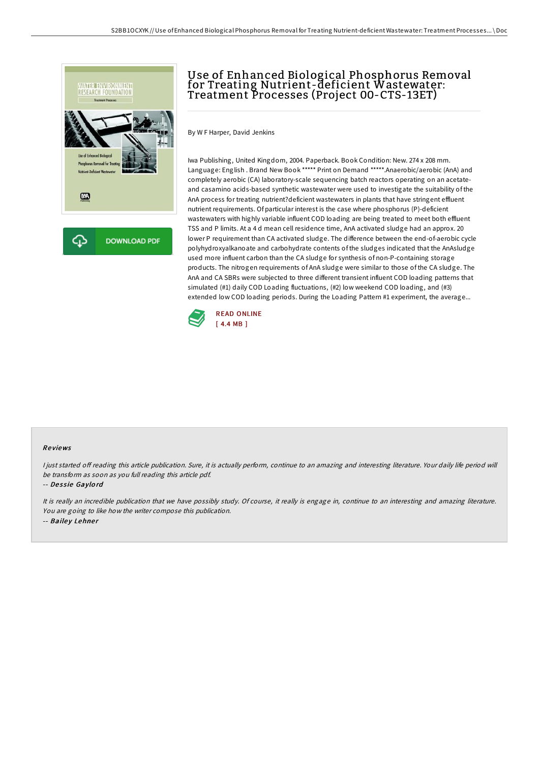# Use of Enhanced Biological Phosphorus Removal for Treating Nutrient-deficient Wastewater: Treatment Processes (Project 00-CTS-13ET)

By W F Harper, David Jenkins

Iwa Publishing, United Kingdom, 2004. Paperback. Book Condition: New. 274 x 208 mm. Language: English . Brand New Book ***** Print on Demand *****.Anaerobic/aerobic (AnA) and completely aerobic (CA) laboratory-scale sequencing batch reactors operating on an acetate- and casamino acids-based synthetic wastewater were used to investigate the suitability of the AnA process for treating nutrient?deficient wastewaters in plants that have stringent effluent nutrient requirements. Of particular interest is the case where phosphorus (P)-deficient wastewaters with highly variable influent COD loading are being treated to meet both effluent TSS and P limits. At a 4 d mean cell residence time, AnA activated sludge had an approx. 20 lower P requirement than CA activated sludge. The difference between the end-of-aerobic cycle polyhydroxyalkanoate and carbohydrate contents of the sludges indicated that the AnAsludge used more influent carbon than the CA sludge for synthesis of non-P-containing storage products. The nitrogen requirements of AnA sludge were similar to those of the CA sludge. The AnA and CA SBRs were subjected to three different transient influent COD loading patterns that simulated (#1) daily COD Loading fluctuations, (#2) low weekend COD loading, and (#3) extended low COD loading periods. During the Loading Pattern #1 experiment, the average...

DOWNLOAD PDF

READ ONLINE
[ 4.4 MB ]

### Reviews

*I just started off reading this article publication. Sure, it is actually perform, continue to an amazing and interesting literature. Your daily life period will be transform as soon as you full reading this article pdf.*

-- ***Dessie Gaylord***

*It is really an incredible publication that we have possibly study. Of course, it really is engage in, continue to an interesting and amazing literature. You are going to like how the writer compose this publication.*

-- ***Bailey Lehner***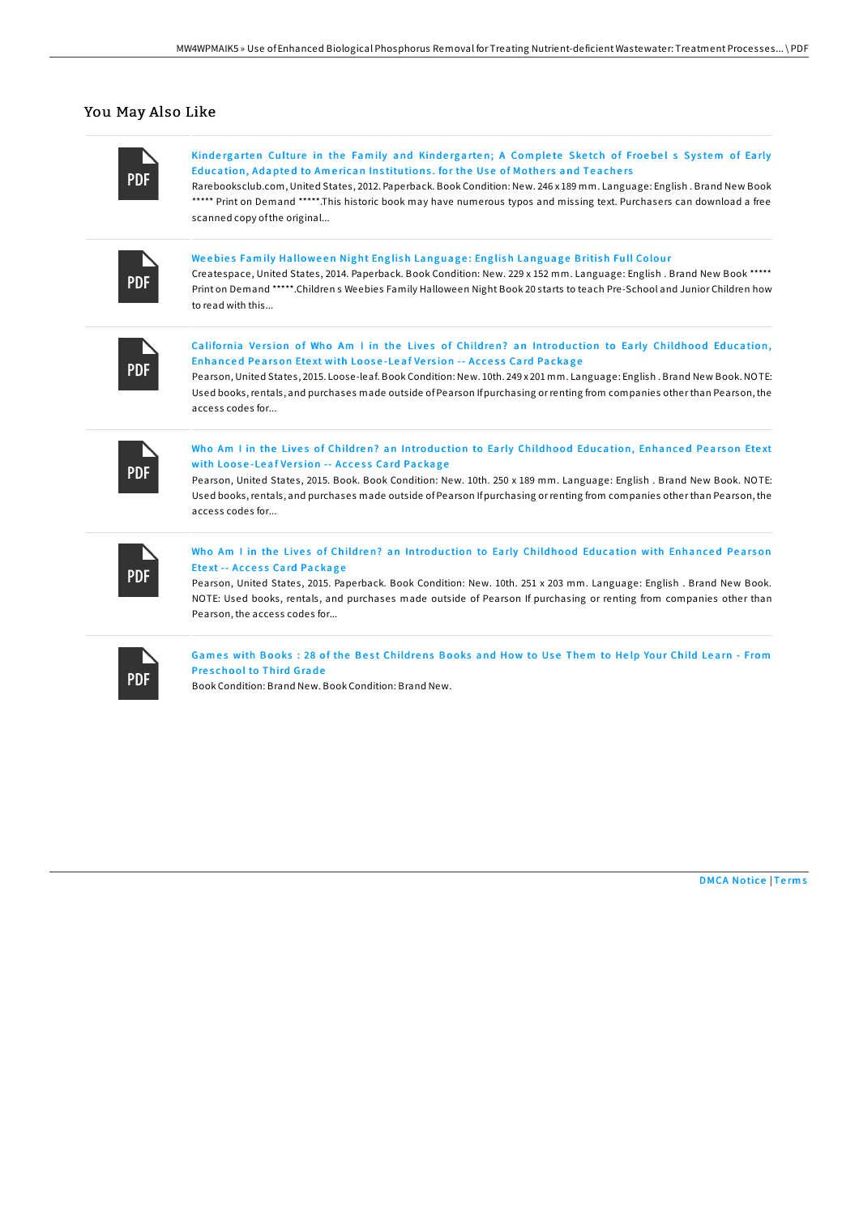## You May Also Like

**Kindergarten Culture in the Family and Kindergarten; A Complete Sketch of Froebel s System of Early Education, Adapted to American Institutions. for the Use of Mothers and Teachers**

Rarebooksclub.com, United States, 2012. Paperback. Book Condition: New. 246 x 189 mm. Language: English . Brand New Book ***** Print on Demand *****.This historic book may have numerous typos and missing text. Purchasers can download a free scanned copy of the original...

**Weebies Family Halloween Night English Language: English Language British Full Colour**

Createspace, United States, 2014. Paperback. Book Condition: New. 229 x 152 mm. Language: English . Brand New Book ***** Print on Demand *****.Children s Weebies Family Halloween Night Book 20 starts to teach Pre-School and Junior Children how to read with this...

**California Version of Who Am I in the Lives of Children? an Introduction to Early Childhood Education, Enhanced Pearson Etext with Loose-Leaf Version -- Access Card Package**

Pearson, United States, 2015. Loose-leaf. Book Condition: New. 10th. 249 x 201 mm. Language: English . Brand New Book. NOTE: Used books, rentals, and purchases made outside of Pearson If purchasing or renting from companies other than Pearson, the access codes for...

**Who Am I in the Lives of Children? an Introduction to Early Childhood Education, Enhanced Pearson Etext with Loose-Leaf Version -- Access Card Package**

Pearson, United States, 2015. Book. Book Condition: New. 10th. 250 x 189 mm. Language: English . Brand New Book. NOTE: Used books, rentals, and purchases made outside of Pearson If purchasing or renting from companies other than Pearson, the access codes for...

**Who Am I in the Lives of Children? an Introduction to Early Childhood Education with Enhanced Pearson Etext -- Access Card Package**

Pearson, United States, 2015. Paperback. Book Condition: New. 10th. 251 x 203 mm. Language: English . Brand New Book. NOTE: Used books, rentals, and purchases made outside of Pearson If purchasing or renting from companies other than Pearson, the access codes for...

**Games with Books : 28 of the Best Childrens Books and How to Use Them to Help Your Child Learn - From Preschool to Third Grade**

Book Condition: Brand New. Book Condition: Brand New.